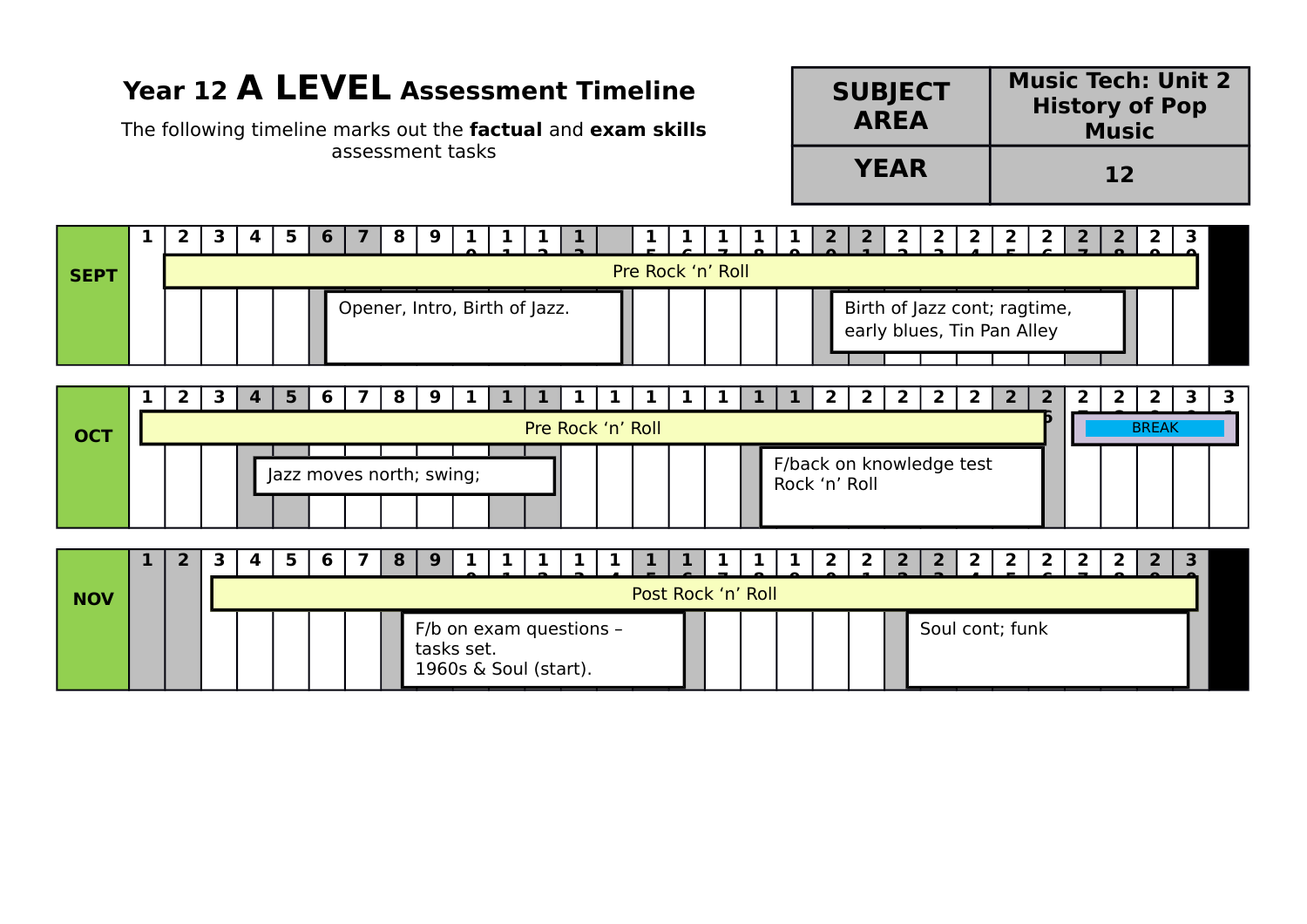# Year 12 A LEVEL Assessment Timeline

The following timeline marks out the **factual** and **exam skills** assessment tasks

| SUBJECT AREA | Music Tech: Unit 2 History of Pop Music |
|---|---|
| YEAR | 12 |

## SEPT

Pre Rock 'n' Roll (2–30)

- 6–13: Opener, Intro, Birth of Jazz.
- 20–28: Birth of Jazz cont; ragtime, early blues, Tin Pan Alley

## OCT

Pre Rock 'n' Roll (1–26)

- 4–11: Jazz moves north; swing;
- 18–26: F/back on knowledge test Rock 'n' Roll
- 27–31: BREAK

## NOV

Post Rock 'n' Roll (3–30)

- 8–16: F/b on exam questions – tasks set. 1960s & Soul (start).
- 22–30: Soul cont; funk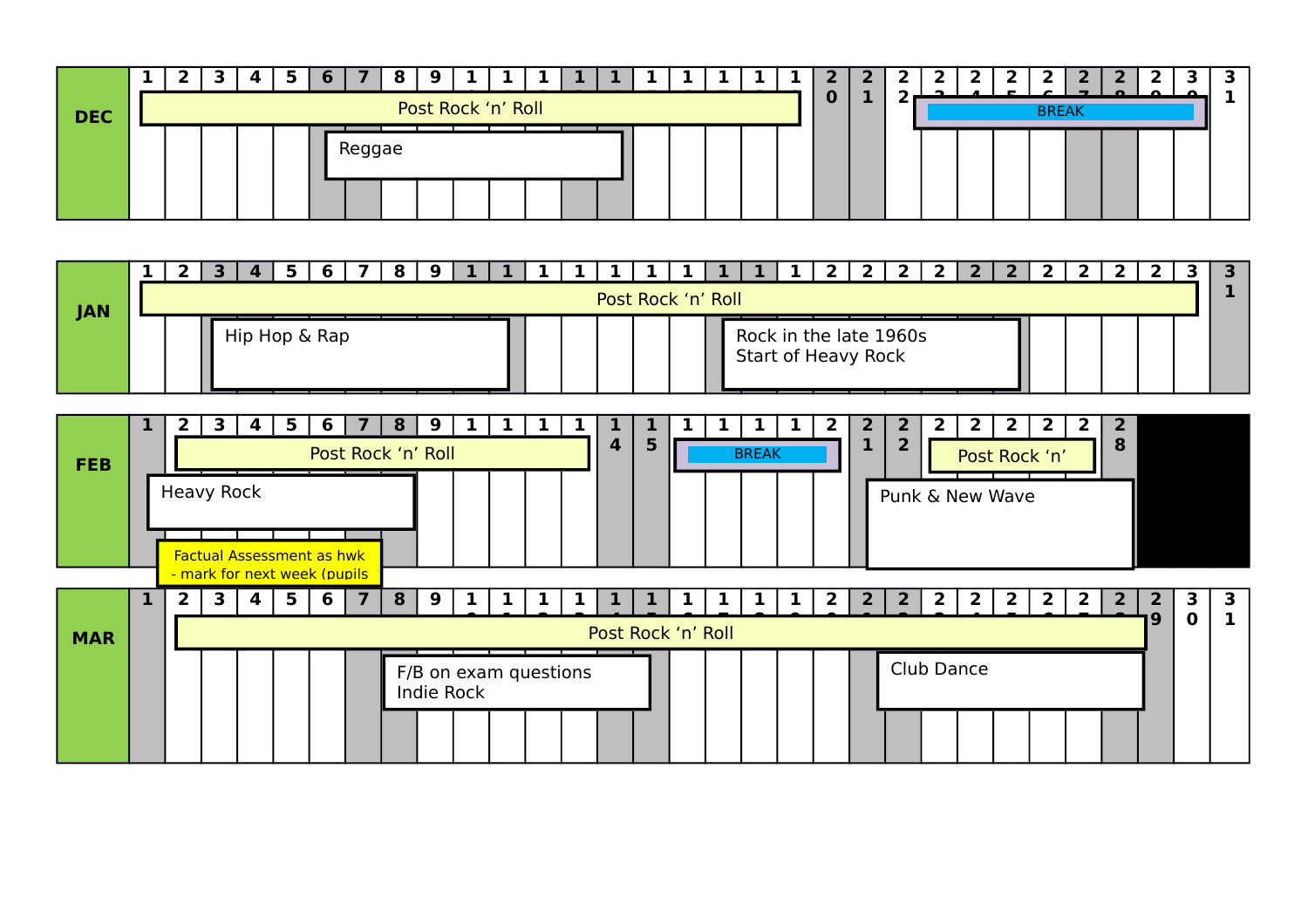## DEC

- Post Rock 'n' Roll (1–19)
- Reggae (6–14)
- BREAK (23–30)

## JAN

- Post Rock 'n' Roll (1–30)
- Hip Hop & Rap (3–11)
- Rock in the late 1960s
  Start of Heavy Rock (17–25)

## FEB

- Post Rock 'n' Roll (2–13)
- Heavy Rock (1–8)
- Factual Assessment as hwk - mark for next week (pupils
- BREAK (16–20)
- Post Rock 'n' (23–27)
- Punk & New Wave (21–28)

## MAR

- Post Rock 'n' Roll (2–29)
- F/B on exam questions
  Indie Rock (8–15)
- Club Dance (21–28)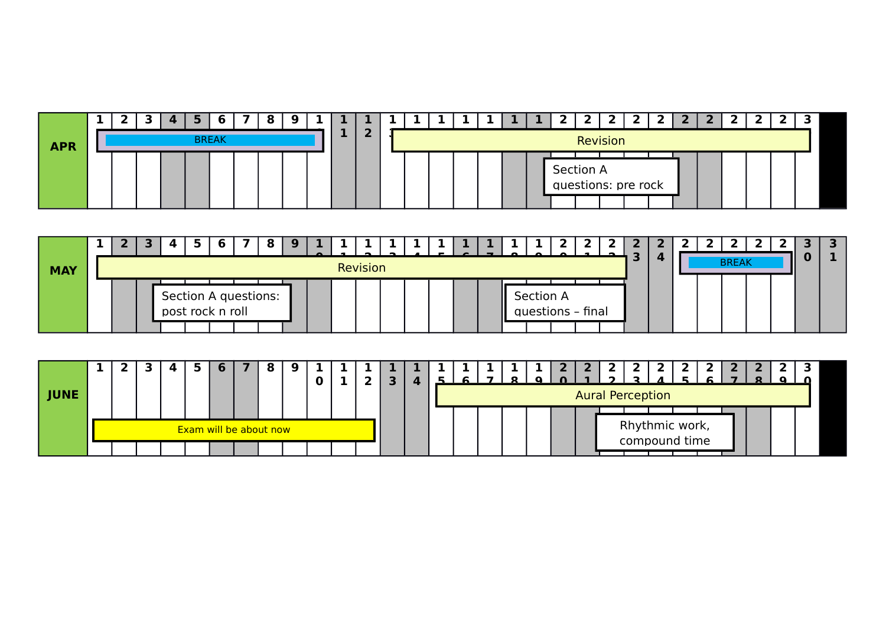## APR

| 1 | 2 | 3 | 4 | 5 | 6 | 7 | 8 | 9 | 10 | 11 | 12 | 13 | 14 | 15 | 16 | 17 | 18 | 19 | 20 | 21 | 22 | 23 | 24 | 25 | 26 | 27 | 28 | 29 | 30 |
|---|---|---|---|---|---|---|---|---|---|---|---|---|---|---|---|---|---|---|---|---|---|---|---|---|---|---|---|---|---|

- BREAK
- Revision
- Section A questions: pre rock

## MAY

| 1 | 2 | 3 | 4 | 5 | 6 | 7 | 8 | 9 | 10 | 11 | 12 | 13 | 14 | 15 | 16 | 17 | 18 | 19 | 20 | 21 | 22 | 23 | 24 | 25 | 26 | 27 | 28 | 29 | 30 | 31 |
|---|---|---|---|---|---|---|---|---|---|---|---|---|---|---|---|---|---|---|---|---|---|---|---|---|---|---|---|---|---|---|

- Revision
- Section A questions: post rock n roll
- Section A questions – final
- BREAK

## JUNE

| 1 | 2 | 3 | 4 | 5 | 6 | 7 | 8 | 9 | 10 | 11 | 12 | 13 | 14 | 15 | 16 | 17 | 18 | 19 | 20 | 21 | 22 | 23 | 24 | 25 | 26 | 27 | 28 | 29 | 30 |
|---|---|---|---|---|---|---|---|---|---|---|---|---|---|---|---|---|---|---|---|---|---|---|---|---|---|---|---|---|---|

- Exam will be about now
- Aural Perception
- Rhythmic work, compound time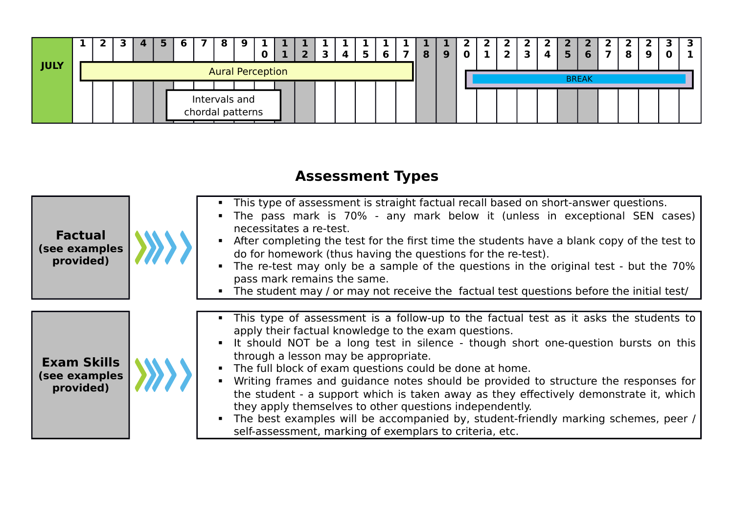| JULY | 1 | 2 | 3 | 4 | 5 | 6 | 7 | 8 | 9 | 10 | 11 | 12 | 13 | 14 | 15 | 16 | 17 | 18 | 19 | 20 | 21 | 22 | 23 | 24 | 25 | 26 | 27 | 28 | 29 | 30 | 31 |
|---|---|---|---|---|---|---|---|---|---|---|---|---|---|---|---|---|---|---|---|---|---|---|---|---|---|---|---|---|---|---|---|

Aural Perception

Intervals and chordal patterns

BREAK

## Assessment Types

**Factual (see examples provided)**

- This type of assessment is straight factual recall based on short-answer questions.
- The pass mark is 70% - any mark below it (unless in exceptional SEN cases) necessitates a re-test.
- After completing the test for the first time the students have a blank copy of the test to do for homework (thus having the questions for the re-test).
- The re-test may only be a sample of the questions in the original test - but the 70% pass mark remains the same.
- The student may / or may not receive the factual test questions before the initial test/

**Exam Skills (see examples provided)**

- This type of assessment is a follow-up to the factual test as it asks the students to apply their factual knowledge to the exam questions.
- It should NOT be a long test in silence - though short one-question bursts on this through a lesson may be appropriate.
- The full block of exam questions could be done at home.
- Writing frames and guidance notes should be provided to structure the responses for the student - a support which is taken away as they effectively demonstrate it, which they apply themselves to other questions independently.
- The best examples will be accompanied by, student-friendly marking schemes, peer / self-assessment, marking of exemplars to criteria, etc.